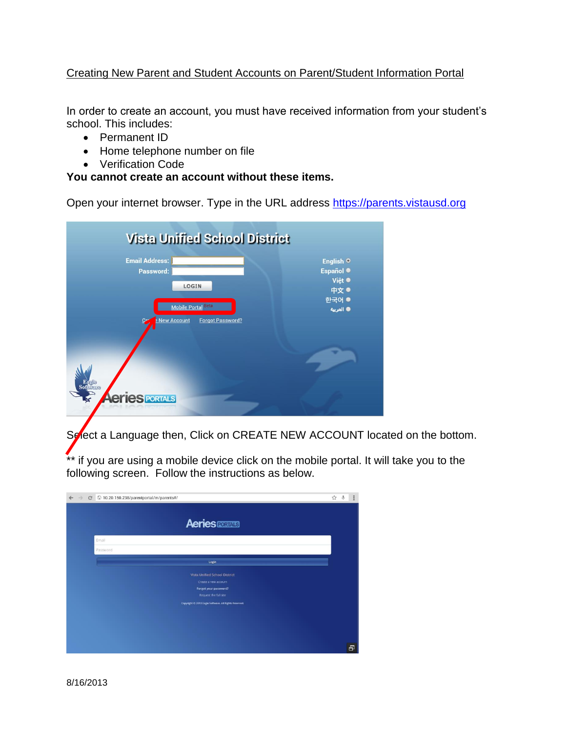Creating New Parent and Student Accounts on Parent/Student Information Portal

In order to create an account, you must have received information from your student's school. This includes:

- Permanent ID
- Home telephone number on file
- Verification Code

**You cannot create an account without these items.**

Open your internet browser. Type in the URL address https://parents.vistausd.org

Select a Language then, Click on CREATE NEW ACCOUNT located on the bottom.

** if you are using a mobile device click on the mobile portal. It will take you to the following screen. Follow the instructions as below.

8/16/2013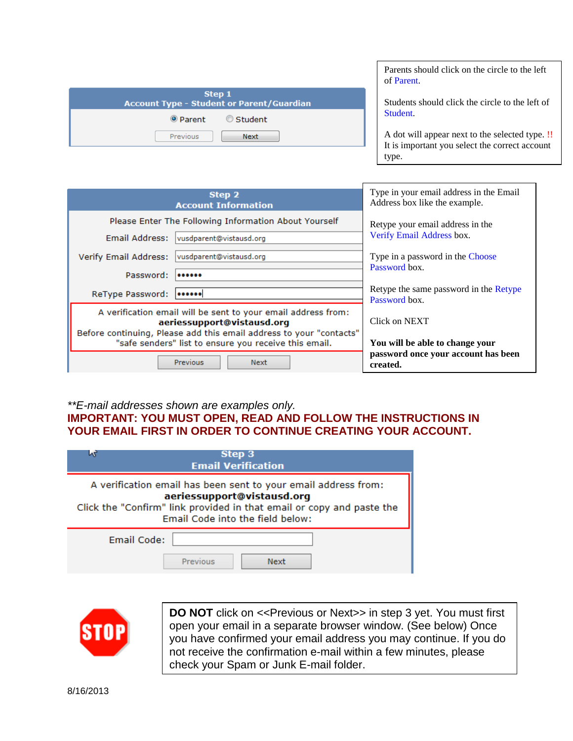**Step 1**
**Account Type - Student or Parent/Guardian**

◉ Parent ○ Student

Previous | Next

Parents should click on the circle to the left of Parent.

Students should click the circle to the left of Student.

A dot will appear next to the selected type. !! It is important you select the correct account type.

**Step 2**
**Account Information**

Please Enter The Following Information About Yourself

Email Address: vusdparent@vistausd.org

Verify Email Address: vusdparent@vistausd.org

Password: ••••••

ReType Password: ••••••

A verification email will be sent to your email address from:
**aeriessupport@vistausd.org**
Before continuing, Please add this email address to your "contacts" "safe senders" list to ensure you receive this email.

Previous | Next

Type in your email address in the Email Address box like the example.

Retype your email address in the Verify Email Address box.

Type in a password in the Choose Password box.

Retype the same password in the Retype Password box.

Click on NEXT

**You will be able to change your password once your account has been created.**

*\*\*E-mail addresses shown are examples only.*

**IMPORTANT: YOU MUST OPEN, READ AND FOLLOW THE INSTRUCTIONS IN YOUR EMAIL FIRST IN ORDER TO CONTINUE CREATING YOUR ACCOUNT.**

**Step 3**
**Email Verification**

A verification email has been sent to your email address from:
**aeriessupport@vistausd.org**
Click the "Confirm" link provided in that email or copy and paste the Email Code into the field below:

Email Code:

Previous | Next

STOP

**DO NOT** click on <<Previous or Next>> in step 3 yet. You must first open your email in a separate browser window. (See below) Once you have confirmed your email address you may continue. If you do not receive the confirmation e-mail within a few minutes, please check your Spam or Junk E-mail folder.

8/16/2013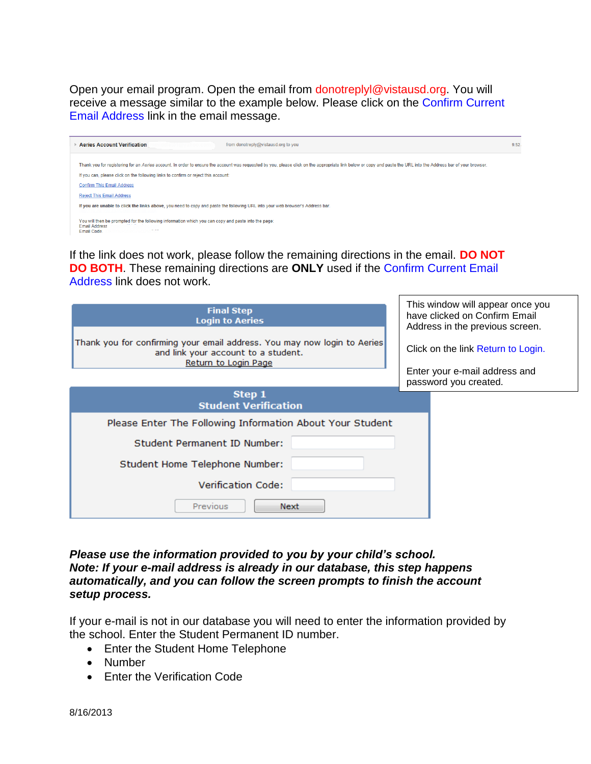Open your email program. Open the email from donotreplyl@vistausd.org. You will receive a message similar to the example below. Please click on the Confirm Current Email Address link in the email message.

Aeries Account Verification — from donotreply@vistausd.org to you — 9:52

Thank you for registering for an *Aeries* account. In order to ensure the account was requested by you, please click on the appropriate link below or copy and paste the URL into the Address bar of your browser.

If you can, please click on the following links to confirm or reject this account:

Confirm This Email Address

Reject This Email Address

**If you are unable to click the links above**, you need to copy and paste the following URL into your web browser's Address bar.

You will then be prompted for the following information which you can copy and paste into the page:
Email Address
Email Code

If the link does not work, please follow the remaining directions in the email. **DO NOT DO BOTH**. These remaining directions are **ONLY** used if the Confirm Current Email Address link does not work.

**Final Step**
**Login to Aeries**

Thank you for confirming your email address. You may now login to Aeries and link your account to a student.
Return to Login Page

This window will appear once you have clicked on Confirm Email Address in the previous screen.

Click on the link Return to Login.

Enter your e-mail address and password you created.

**Step 1**
**Student Verification**

Please Enter The Following Information About Your Student

Student Permanent ID Number:

Student Home Telephone Number:

Verification Code:

Previous | Next

***Please use the information provided to you by your child's school.***
***Note: If your e-mail address is already in our database, this step happens automatically, and you can follow the screen prompts to finish the account setup process.***

If your e-mail is not in our database you will need to enter the information provided by the school. Enter the Student Permanent ID number.

- Enter the Student Home Telephone
- Number
- Enter the Verification Code

8/16/2013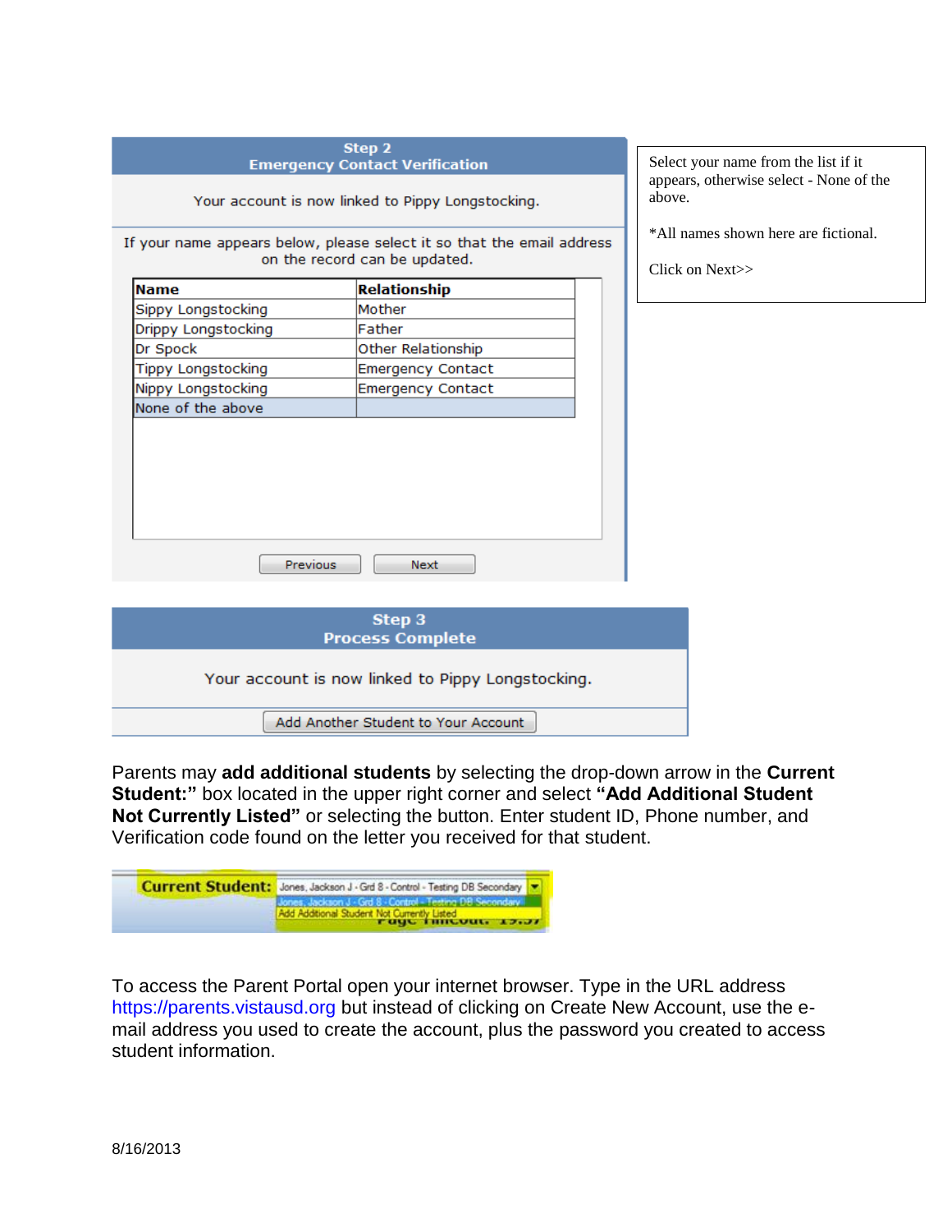**Step 2**
**Emergency Contact Verification**

Your account is now linked to Pippy Longstocking.

If your name appears below, please select it so that the email address on the record can be updated.

| Name | Relationship |
| --- | --- |
| Sippy Longstocking | Mother |
| Drippy Longstocking | Father |
| Dr Spock | Other Relationship |
| Tippy Longstocking | Emergency Contact |
| Nippy Longstocking | Emergency Contact |
| None of the above | |

Previous | Next

Select your name from the list if it appears, otherwise select - None of the above.

*All names shown here are fictional.

Click on Next>>

**Step 3**
**Process Complete**

Your account is now linked to Pippy Longstocking.

Add Another Student to Your Account

Parents may **add additional students** by selecting the drop-down arrow in the **Current Student:"** box located in the upper right corner and select **"Add Additional Student Not Currently Listed"** or selecting the button. Enter student ID, Phone number, and Verification code found on the letter you received for that student.

**Current Student:** Jones, Jackson J - Grd 8 - Control - Testing DB Secondary
Jones, Jackson J - Grd 8 - Control - Testing DB Secondary
Add Additional Student Not Currently Listed

To access the Parent Portal open your internet browser. Type in the URL address https://parents.vistausd.org but instead of clicking on Create New Account, use the e-mail address you used to create the account, plus the password you created to access student information.

8/16/2013